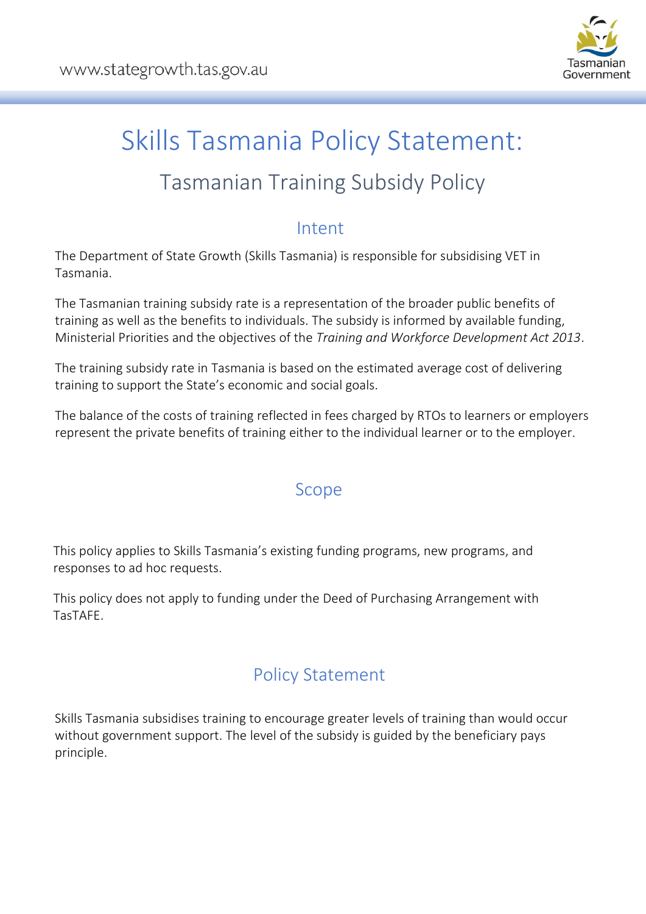# Skills Tasmania Policy Statement:

## Tasmanian Training Subsidy Policy

### Intent

The Department of State Growth (Skills Tasmania) is responsible for subsidising VET in Tasmania.

The Tasmanian training subsidy rate is a representation of the broader public benefits of training as well as the benefits to individuals. The subsidy is informed by available funding, Ministerial Priorities and the objectives of the *Training and Workforce Development Act 2013*.

The training subsidy rate in Tasmania is based on the estimated average cost of delivering training to support the State's economic and social goals.

The balance of the costs of training reflected in fees charged by RTOs to learners or employers represent the private benefits of training either to the individual learner or to the employer.

### Scope

This policy applies to Skills Tasmania's existing funding programs, new programs, and responses to ad hoc requests.

This policy does not apply to funding under the Deed of Purchasing Arrangement with TasTAFE.

### Policy Statement

Skills Tasmania subsidises training to encourage greater levels of training than would occur without government support. The level of the subsidy is guided by the beneficiary pays principle.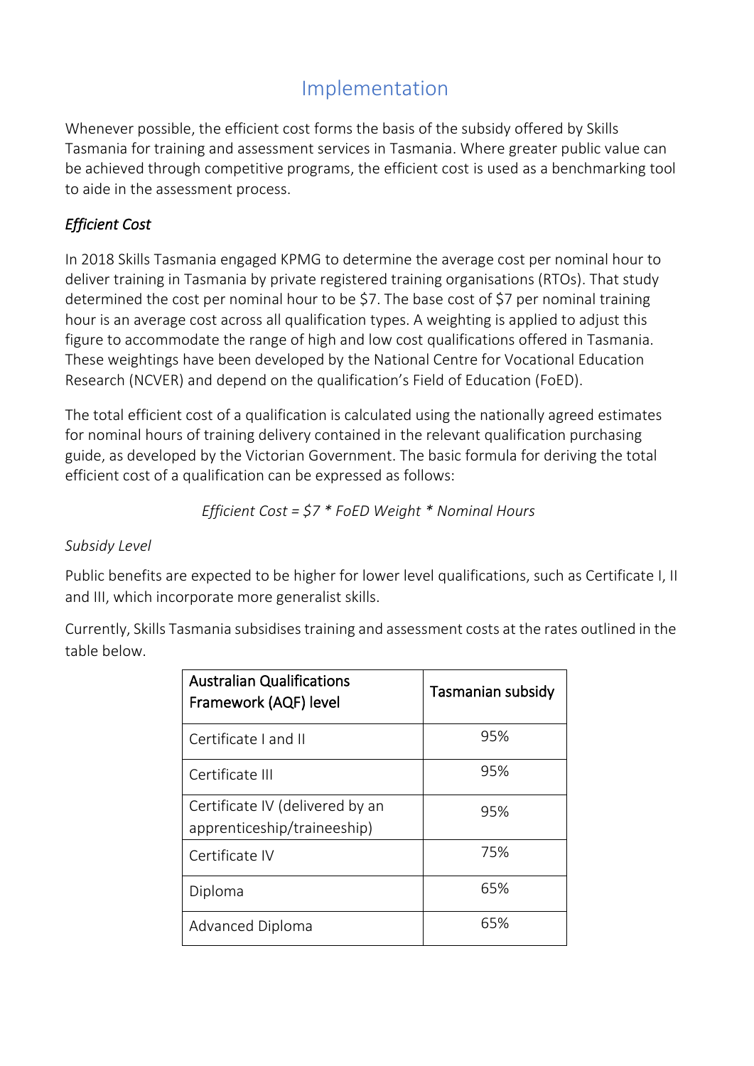## Implementation

Whenever possible, the efficient cost forms the basis of the subsidy offered by Skills Tasmania for training and assessment services in Tasmania. Where greater public value can be achieved through competitive programs, the efficient cost is used as a benchmarking tool to aide in the assessment process.

### *Efficient Cost*

In 2018 Skills Tasmania engaged KPMG to determine the average cost per nominal hour to deliver training in Tasmania by private registered training organisations (RTOs). That study determined the cost per nominal hour to be $7. The base cost of $7 per nominal training hour is an average cost across all qualification types. A weighting is applied to adjust this figure to accommodate the range of high and low cost qualifications offered in Tasmania. These weightings have been developed by the National Centre for Vocational Education Research (NCVER) and depend on the qualification's Field of Education (FoED).

The total efficient cost of a qualification is calculated using the nationally agreed estimates for nominal hours of training delivery contained in the relevant qualification purchasing guide, as developed by the Victorian Government. The basic formula for deriving the total efficient cost of a qualification can be expressed as follows:

*Efficient Cost = $7 * FoED Weight * Nominal Hours*

*Subsidy Level*

Public benefits are expected to be higher for lower level qualifications, such as Certificate I, II and III, which incorporate more generalist skills.

Currently, Skills Tasmania subsidises training and assessment costs at the rates outlined in the table below.

| Australian Qualifications Framework (AQF) level | Tasmanian subsidy |
|---|---|
| Certificate I and II | 95% |
| Certificate III | 95% |
| Certificate IV (delivered by an apprenticeship/traineeship) | 95% |
| Certificate IV | 75% |
| Diploma | 65% |
| Advanced Diploma | 65% |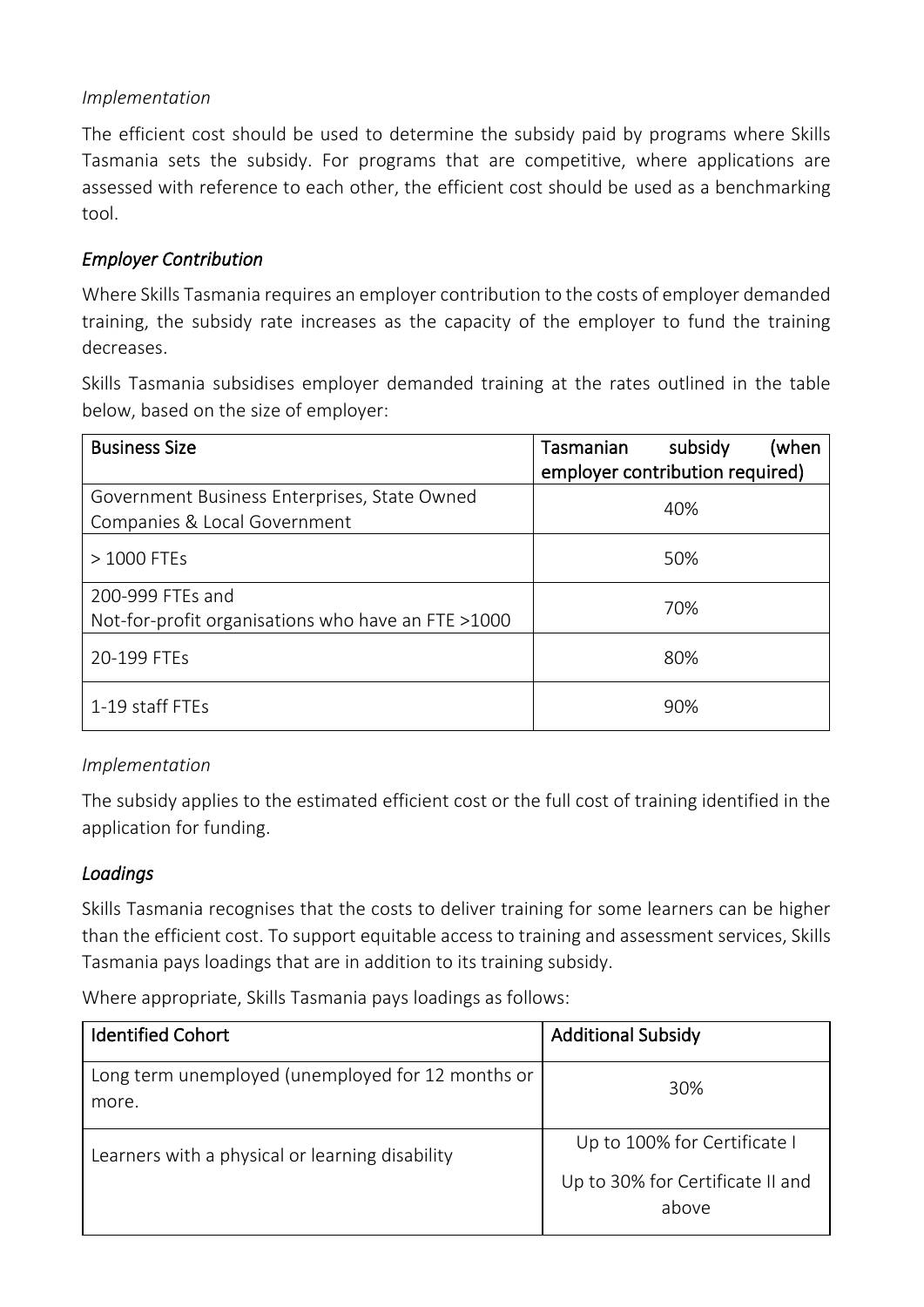*Implementation*

The efficient cost should be used to determine the subsidy paid by programs where Skills Tasmania sets the subsidy. For programs that are competitive, where applications are assessed with reference to each other, the efficient cost should be used as a benchmarking tool.

## *Employer Contribution*

Where Skills Tasmania requires an employer contribution to the costs of employer demanded training, the subsidy rate increases as the capacity of the employer to fund the training decreases.

Skills Tasmania subsidises employer demanded training at the rates outlined in the table below, based on the size of employer:

| Business Size | Tasmanian subsidy (when employer contribution required) |
|---|---|
| Government Business Enterprises, State Owned Companies & Local Government | 40% |
| > 1000 FTEs | 50% |
| 200-999 FTEs and Not-for-profit organisations who have an FTE >1000 | 70% |
| 20-199 FTEs | 80% |
| 1-19 staff FTEs | 90% |

*Implementation*

The subsidy applies to the estimated efficient cost or the full cost of training identified in the application for funding.

## *Loadings*

Skills Tasmania recognises that the costs to deliver training for some learners can be higher than the efficient cost. To support equitable access to training and assessment services, Skills Tasmania pays loadings that are in addition to its training subsidy.

Where appropriate, Skills Tasmania pays loadings as follows:

| Identified Cohort | Additional Subsidy |
|---|---|
| Long term unemployed (unemployed for 12 months or more. | 30% |
| Learners with a physical or learning disability | Up to 100% for Certificate I<br>Up to 30% for Certificate II and above |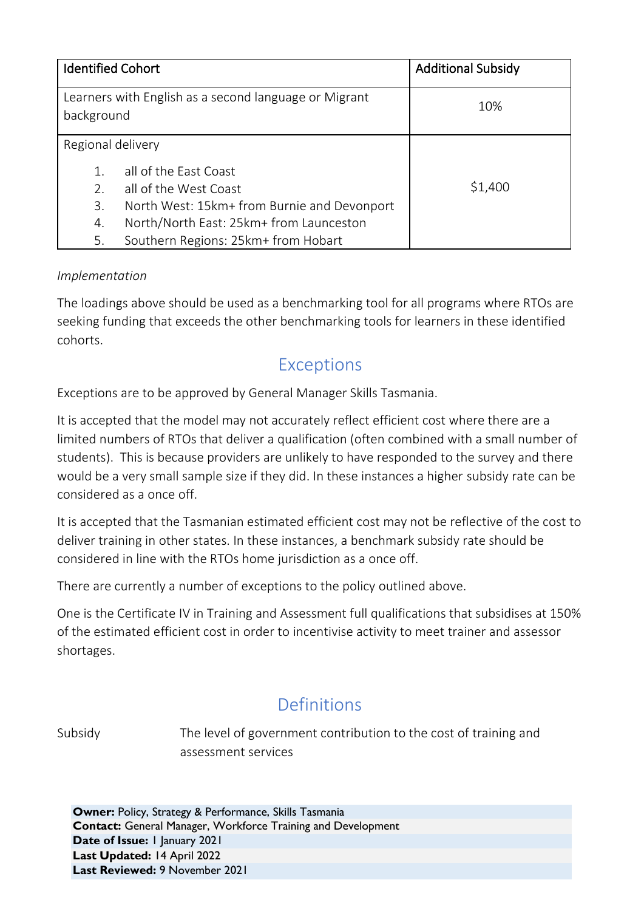| Identified Cohort | Additional Subsidy |
|---|---|
| Learners with English as a second language or Migrant background | 10% |
| Regional delivery<br>1. all of the East Coast<br>2. all of the West Coast<br>3. North West: 15km+ from Burnie and Devonport<br>4. North/North East: 25km+ from Launceston<br>5. Southern Regions: 25km+ from Hobart | $1,400 |

*Implementation*

The loadings above should be used as a benchmarking tool for all programs where RTOs are seeking funding that exceeds the other benchmarking tools for learners in these identified cohorts.

## Exceptions

Exceptions are to be approved by General Manager Skills Tasmania.

It is accepted that the model may not accurately reflect efficient cost where there are a limited numbers of RTOs that deliver a qualification (often combined with a small number of students). This is because providers are unlikely to have responded to the survey and there would be a very small sample size if they did. In these instances a higher subsidy rate can be considered as a once off.

It is accepted that the Tasmanian estimated efficient cost may not be reflective of the cost to deliver training in other states. In these instances, a benchmark subsidy rate should be considered in line with the RTOs home jurisdiction as a once off.

There are currently a number of exceptions to the policy outlined above.

One is the Certificate IV in Training and Assessment full qualifications that subsidises at 150% of the estimated efficient cost in order to incentivise activity to meet trainer and assessor shortages.

## Definitions

| | |
|---|---|
| Subsidy | The level of government contribution to the cost of training and assessment services |

**Owner:** Policy, Strategy & Performance, Skills Tasmania
**Contact:** General Manager, Workforce Training and Development
**Date of Issue:** 1 January 2021
**Last Updated:** 14 April 2022
**Last Reviewed:** 9 November 2021